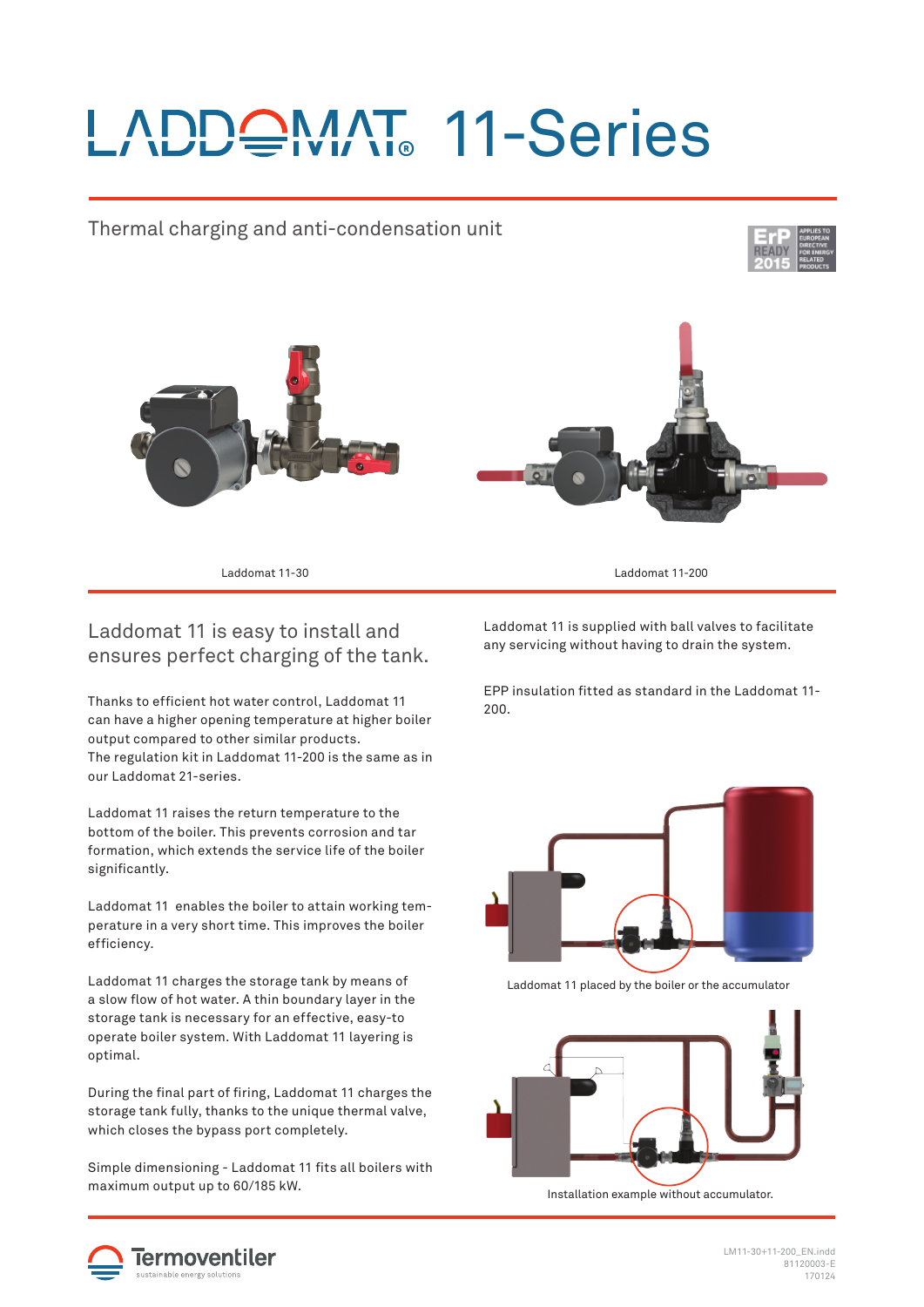# LADDOMAT® 11-Series

Thermal charging and anti-condensation unit

ErP READY 2015 — APPLIES TO EUROPEAN DIRECTIVE FOR ENERGY RELATED PRODUCTS

Laddomat 11-30

Laddomat 11-200

## Laddomat 11 is easy to install and ensures perfect charging of the tank.

Thanks to efficient hot water control, Laddomat 11 can have a higher opening temperature at higher boiler output compared to other similar products.
The regulation kit in Laddomat 11-200 is the same as in our Laddomat 21-series.

Laddomat 11 raises the return temperature to the bottom of the boiler. This prevents corrosion and tar formation, which extends the service life of the boiler significantly.

Laddomat 11 enables the boiler to attain working temperature in a very short time. This improves the boiler efficiency.

Laddomat 11 charges the storage tank by means of a slow flow of hot water. A thin boundary layer in the storage tank is necessary for an effective, easy-to operate boiler system. With Laddomat 11 layering is optimal.

During the final part of firing, Laddomat 11 charges the storage tank fully, thanks to the unique thermal valve, which closes the bypass port completely.

Simple dimensioning - Laddomat 11 fits all boilers with maximum output up to 60/185 kW.

Laddomat 11 is supplied with ball valves to facilitate any servicing without having to drain the system.

EPP insulation fitted as standard in the Laddomat 11-200.

Laddomat 11 placed by the boiler or the accumulator

Installation example without accumulator.

Termoventiler — sustainable energy solutions

LM11-30+11-200_EN.indd
81120003-E
170124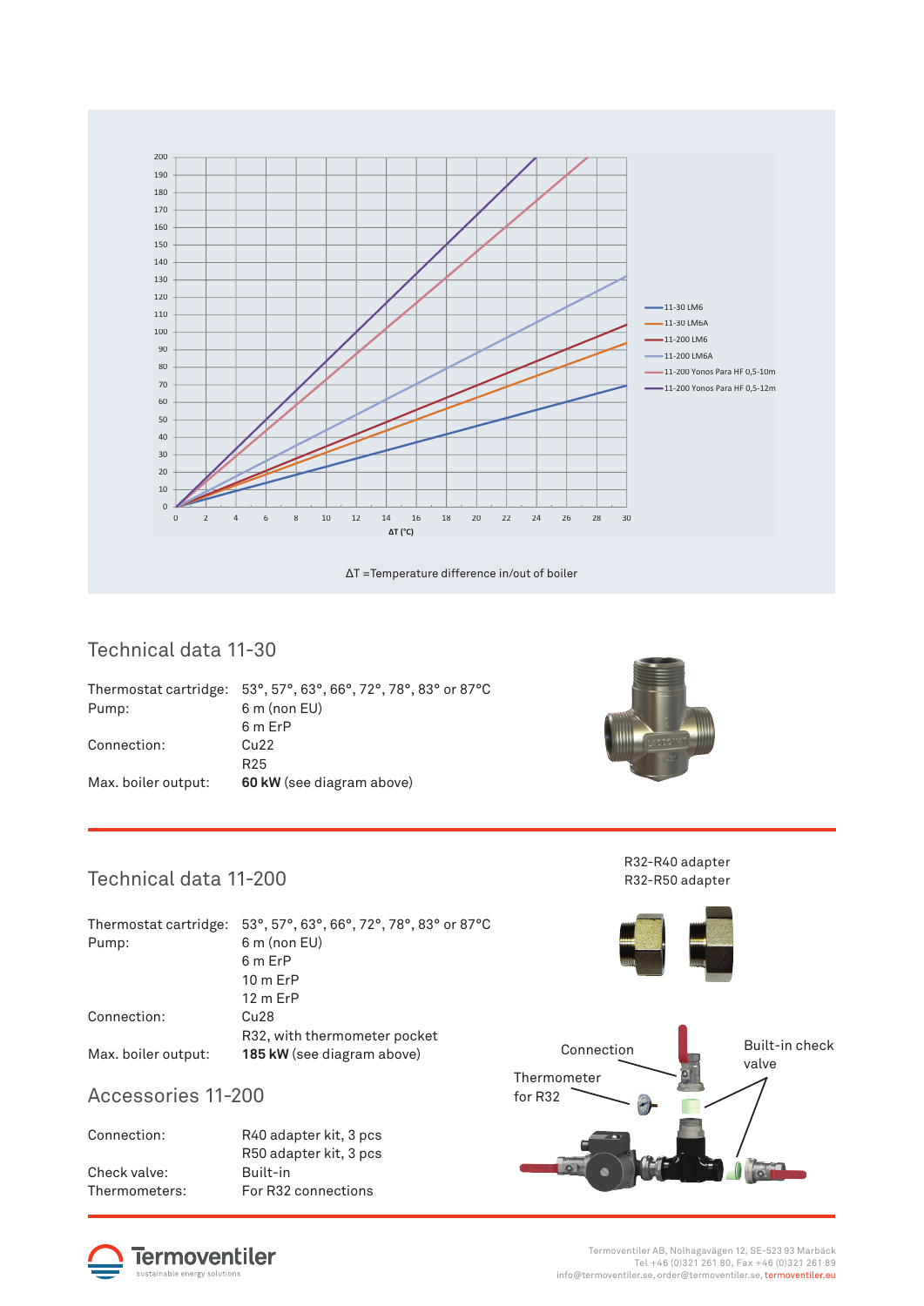200
190
180
170
160
150
140
130
120
110
100
90
80
70
60
50
40
30
20
10
0

0 2 4 6 8 10 12 14 16 18 20 22 24 26 28 30

ΔT (°C)

11-30 LM6
11-30 LM6A
11-200 LM6
11-200 LM6A
11-200 Yonos Para HF 0,5-10m
11-200 Yonos Para HF 0,5-12m

ΔT =Temperature difference in/out of boiler

## Technical data 11-30

| | |
|---|---|
| Thermostat cartridge: | 53°, 57°, 63°, 66°, 72°, 78°, 83° or 87°C |
| Pump: | 6 m (non EU) |
| | 6 m ErP |
| Connection: | Cu22 |
| | R25 |
| Max. boiler output: | **60 kW** (see diagram above) |

## Technical data 11-200

| | |
|---|---|
| Thermostat cartridge: | 53°, 57°, 63°, 66°, 72°, 78°, 83° or 87°C |
| Pump: | 6 m (non EU) |
| | 6 m ErP |
| | 10 m ErP |
| | 12 m ErP |
| Connection: | Cu28 |
| | R32, with thermometer pocket |
| Max. boiler output: | **185 kW** (see diagram above) |

R32-R40 adapter
R32-R50 adapter

Connection

Built-in check valve

Thermometer for R32

## Accessories 11-200

| | |
|---|---|
| Connection: | R40 adapter kit, 3 pcs |
| | R50 adapter kit, 3 pcs |
| Check valve: | Built-in |
| Thermometers: | For R32 connections |

Termoventiler
sustainable energy solutions

Termoventiler AB, Nolhagavägen 12, SE-523 93 Marbäck
Tel +46 (0)321 261 80, Fax +46 (0)321 261 89
info@termoventiler.se, order@termoventiler.se, termoventiler.eu